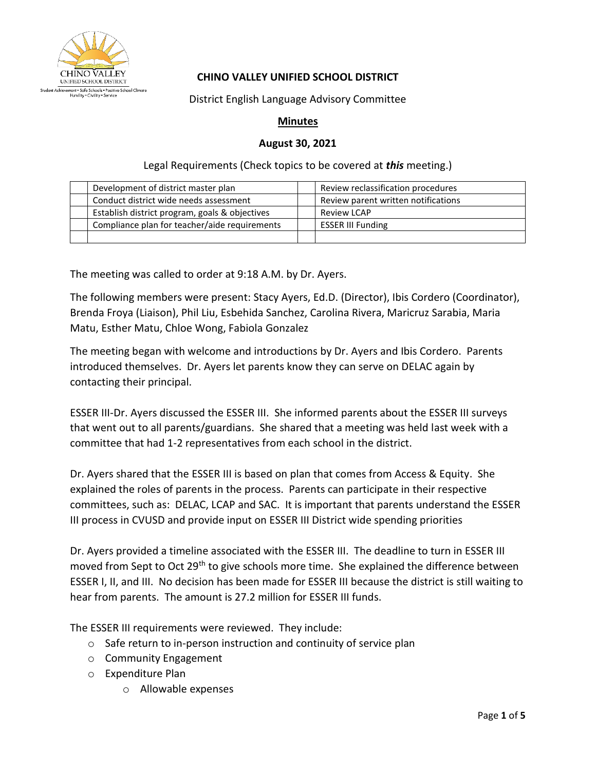# CHINO VALLEY UNIFIED SCHOOL DISTRICT

District English Language Advisory Committee

**Minutes**

**August 30, 2021**

Legal Requirements (Check topics to be covered at ***this*** meeting.)

| | | | |
|---|---|---|---|
| | Development of district master plan | | Review reclassification procedures |
| | Conduct district wide needs assessment | | Review parent written notifications |
| | Establish district program, goals & objectives | | Review LCAP |
| | Compliance plan for teacher/aide requirements | | ESSER III Funding |
| | | | |

The meeting was called to order at 9:18 A.M. by Dr. Ayers.

The following members were present: Stacy Ayers, Ed.D. (Director), Ibis Cordero (Coordinator), Brenda Froya (Liaison), Phil Liu, Esbehida Sanchez, Carolina Rivera, Maricruz Sarabia, Maria Matu, Esther Matu, Chloe Wong, Fabiola Gonzalez

The meeting began with welcome and introductions by Dr. Ayers and Ibis Cordero. Parents introduced themselves. Dr. Ayers let parents know they can serve on DELAC again by contacting their principal.

ESSER III-Dr. Ayers discussed the ESSER III. She informed parents about the ESSER III surveys that went out to all parents/guardians. She shared that a meeting was held last week with a committee that had 1-2 representatives from each school in the district.

Dr. Ayers shared that the ESSER III is based on plan that comes from Access & Equity. She explained the roles of parents in the process. Parents can participate in their respective committees, such as: DELAC, LCAP and SAC. It is important that parents understand the ESSER III process in CVUSD and provide input on ESSER III District wide spending priorities

Dr. Ayers provided a timeline associated with the ESSER III. The deadline to turn in ESSER III moved from Sept to Oct 29th to give schools more time. She explained the difference between ESSER I, II, and III. No decision has been made for ESSER III because the district is still waiting to hear from parents. The amount is 27.2 million for ESSER III funds.

The ESSER III requirements were reviewed. They include:

- Safe return to in-person instruction and continuity of service plan
- Community Engagement
- Expenditure Plan
    - Allowable expenses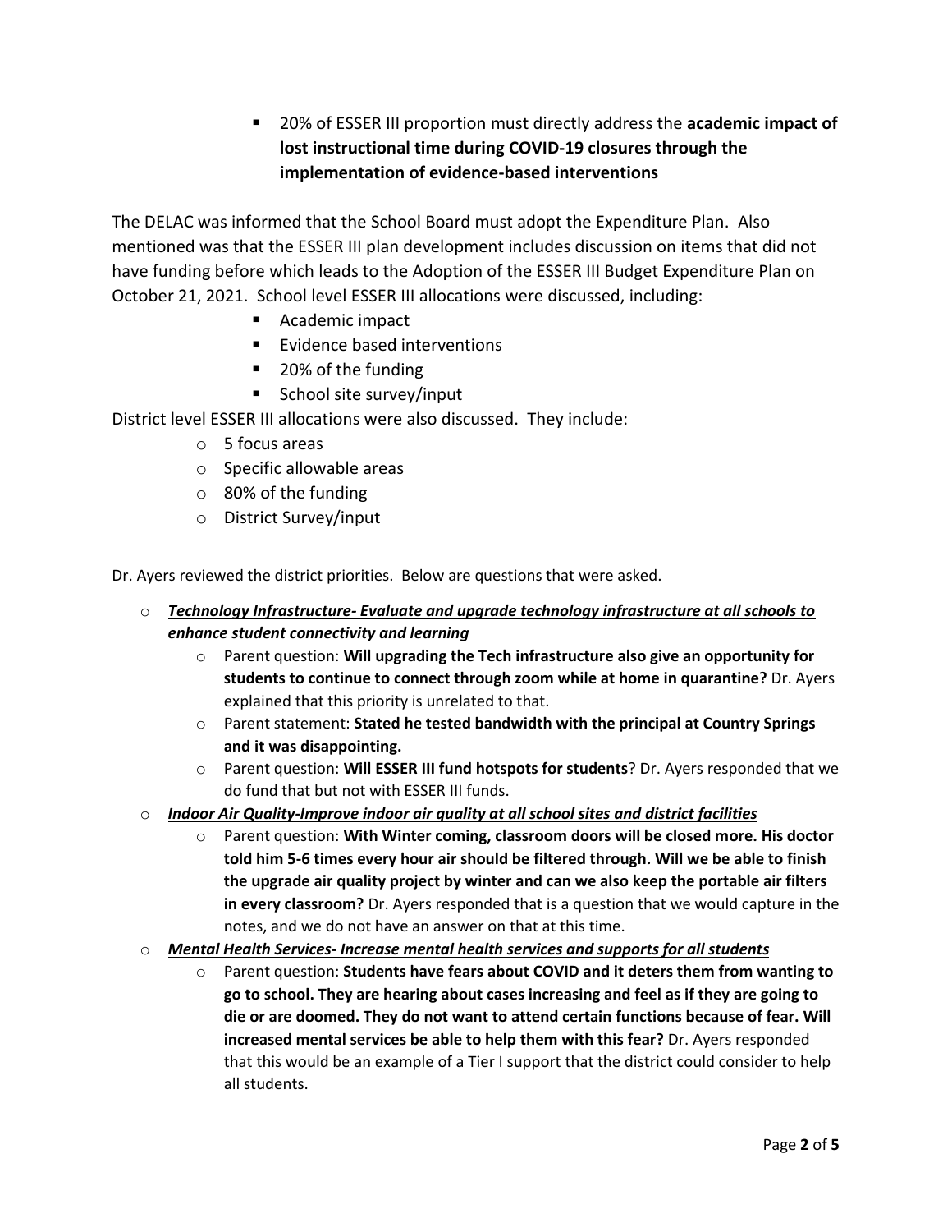- 20% of ESSER III proportion must directly address the **academic impact of lost instructional time during COVID-19 closures through the implementation of evidence-based interventions**

The DELAC was informed that the School Board must adopt the Expenditure Plan. Also mentioned was that the ESSER III plan development includes discussion on items that did not have funding before which leads to the Adoption of the ESSER III Budget Expenditure Plan on October 21, 2021. School level ESSER III allocations were discussed, including:

- Academic impact
- Evidence based interventions
- 20% of the funding
- School site survey/input

District level ESSER III allocations were also discussed. They include:

- 5 focus areas
- Specific allowable areas
- 80% of the funding
- District Survey/input

Dr. Ayers reviewed the district priorities. Below are questions that were asked.

- ***Technology Infrastructure- Evaluate and upgrade technology infrastructure at all schools to enhance student connectivity and learning***
  - Parent question: **Will upgrading the Tech infrastructure also give an opportunity for students to continue to connect through zoom while at home in quarantine?** Dr. Ayers explained that this priority is unrelated to that.
  - Parent statement: **Stated he tested bandwidth with the principal at Country Springs and it was disappointing.**
  - Parent question: **Will ESSER III fund hotspots for students**? Dr. Ayers responded that we do fund that but not with ESSER III funds.
- ***Indoor Air Quality-Improve indoor air quality at all school sites and district facilities***
  - Parent question: **With Winter coming, classroom doors will be closed more. His doctor told him 5-6 times every hour air should be filtered through. Will we be able to finish the upgrade air quality project by winter and can we also keep the portable air filters in every classroom?** Dr. Ayers responded that is a question that we would capture in the notes, and we do not have an answer on that at this time.
- ***Mental Health Services- Increase mental health services and supports for all students***
  - Parent question: **Students have fears about COVID and it deters them from wanting to go to school. They are hearing about cases increasing and feel as if they are going to die or are doomed. They do not want to attend certain functions because of fear. Will increased mental services be able to help them with this fear?** Dr. Ayers responded that this would be an example of a Tier I support that the district could consider to help all students.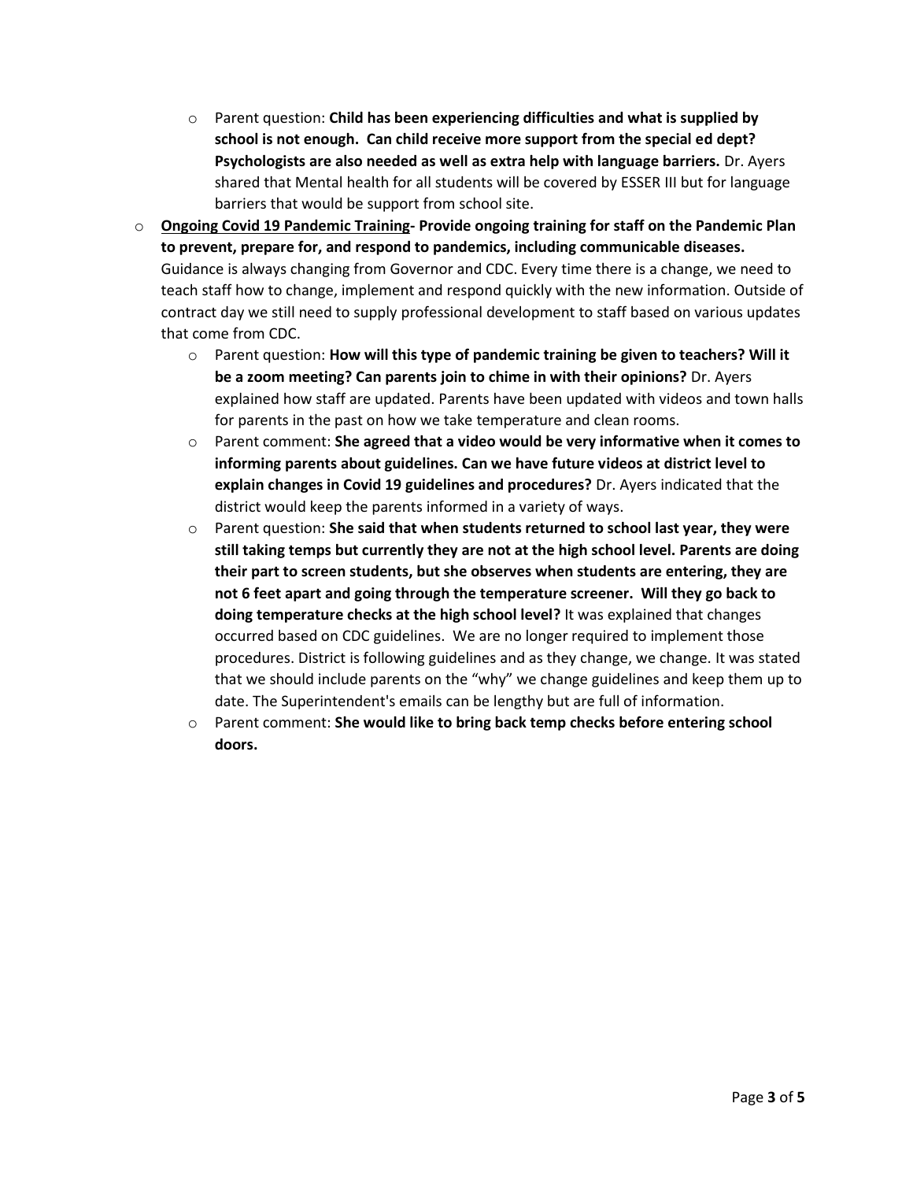- Parent question: **Child has been experiencing difficulties and what is supplied by school is not enough. Can child receive more support from the special ed dept? Psychologists are also needed as well as extra help with language barriers.** Dr. Ayers shared that Mental health for all students will be covered by ESSER III but for language barriers that would be support from school site.
- **<u>Ongoing Covid 19 Pandemic Training</u>- Provide ongoing training for staff on the Pandemic Plan to prevent, prepare for, and respond to pandemics, including communicable diseases.** Guidance is always changing from Governor and CDC. Every time there is a change, we need to teach staff how to change, implement and respond quickly with the new information. Outside of contract day we still need to supply professional development to staff based on various updates that come from CDC.
  - Parent question: **How will this type of pandemic training be given to teachers? Will it be a zoom meeting? Can parents join to chime in with their opinions?** Dr. Ayers explained how staff are updated. Parents have been updated with videos and town halls for parents in the past on how we take temperature and clean rooms.
  - Parent comment: **She agreed that a video would be very informative when it comes to informing parents about guidelines. Can we have future videos at district level to explain changes in Covid 19 guidelines and procedures?** Dr. Ayers indicated that the district would keep the parents informed in a variety of ways.
  - Parent question: **She said that when students returned to school last year, they were still taking temps but currently they are not at the high school level. Parents are doing their part to screen students, but she observes when students are entering, they are not 6 feet apart and going through the temperature screener. Will they go back to doing temperature checks at the high school level?** It was explained that changes occurred based on CDC guidelines. We are no longer required to implement those procedures. District is following guidelines and as they change, we change. It was stated that we should include parents on the "why" we change guidelines and keep them up to date. The Superintendent's emails can be lengthy but are full of information.
  - Parent comment: **She would like to bring back temp checks before entering school doors.**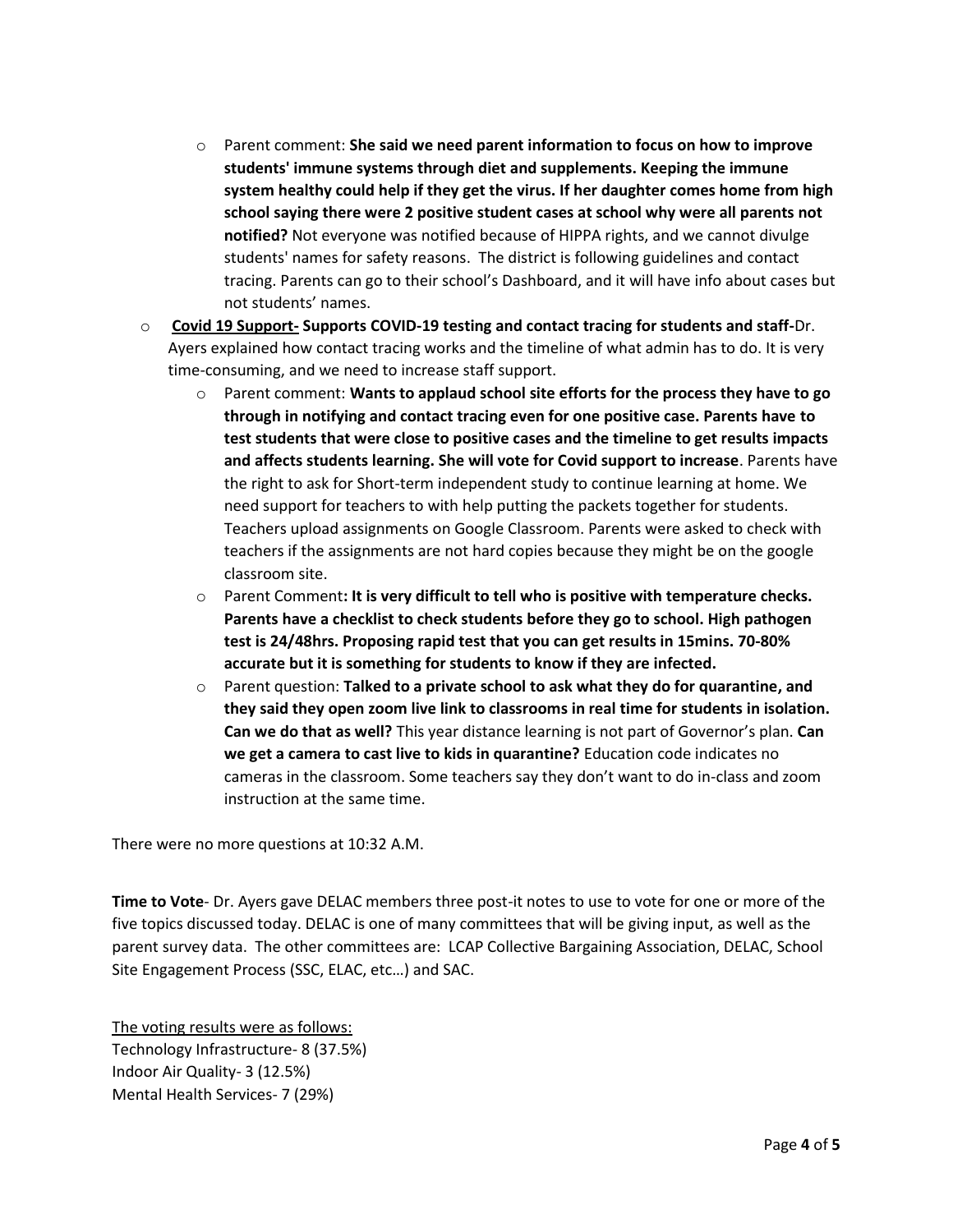- Parent comment: **She said we need parent information to focus on how to improve students' immune systems through diet and supplements. Keeping the immune system healthy could help if they get the virus. If her daughter comes home from high school saying there were 2 positive student cases at school why were all parents not notified?** Not everyone was notified because of HIPPA rights, and we cannot divulge students' names for safety reasons. The district is following guidelines and contact tracing. Parents can go to their school's Dashboard, and it will have info about cases but not students' names.
- **Covid 19 Support- Supports COVID-19 testing and contact tracing for students and staff-**Dr. Ayers explained how contact tracing works and the timeline of what admin has to do. It is very time-consuming, and we need to increase staff support.
  - Parent comment: **Wants to applaud school site efforts for the process they have to go through in notifying and contact tracing even for one positive case. Parents have to test students that were close to positive cases and the timeline to get results impacts and affects students learning. She will vote for Covid support to increase**. Parents have the right to ask for Short-term independent study to continue learning at home. We need support for teachers to with help putting the packets together for students. Teachers upload assignments on Google Classroom. Parents were asked to check with teachers if the assignments are not hard copies because they might be on the google classroom site.
  - Parent Comment**: It is very difficult to tell who is positive with temperature checks. Parents have a checklist to check students before they go to school. High pathogen test is 24/48hrs. Proposing rapid test that you can get results in 15mins. 70-80% accurate but it is something for students to know if they are infected.**
  - Parent question: **Talked to a private school to ask what they do for quarantine, and they said they open zoom live link to classrooms in real time for students in isolation. Can we do that as well?** This year distance learning is not part of Governor's plan. **Can we get a camera to cast live to kids in quarantine?** Education code indicates no cameras in the classroom. Some teachers say they don't want to do in-class and zoom instruction at the same time.

There were no more questions at 10:32 A.M.

**Time to Vote**- Dr. Ayers gave DELAC members three post-it notes to use to vote for one or more of the five topics discussed today. DELAC is one of many committees that will be giving input, as well as the parent survey data. The other committees are: LCAP Collective Bargaining Association, DELAC, School Site Engagement Process (SSC, ELAC, etc…) and SAC.

<u>The voting results were as follows:</u>
Technology Infrastructure- 8 (37.5%)
Indoor Air Quality- 3 (12.5%)
Mental Health Services- 7 (29%)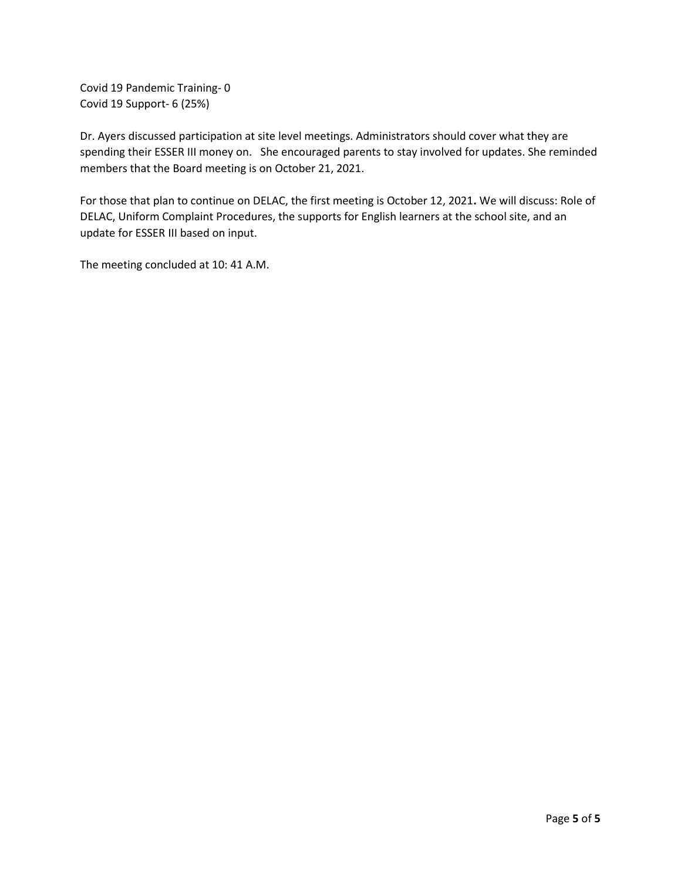Covid 19 Pandemic Training- 0
Covid 19 Support- 6 (25%)

Dr. Ayers discussed participation at site level meetings. Administrators should cover what they are spending their ESSER III money on. She encouraged parents to stay involved for updates. She reminded members that the Board meeting is on October 21, 2021.

For those that plan to continue on DELAC, the first meeting is October 12, 2021**.** We will discuss: Role of DELAC, Uniform Complaint Procedures, the supports for English learners at the school site, and an update for ESSER III based on input.

The meeting concluded at 10: 41 A.M.